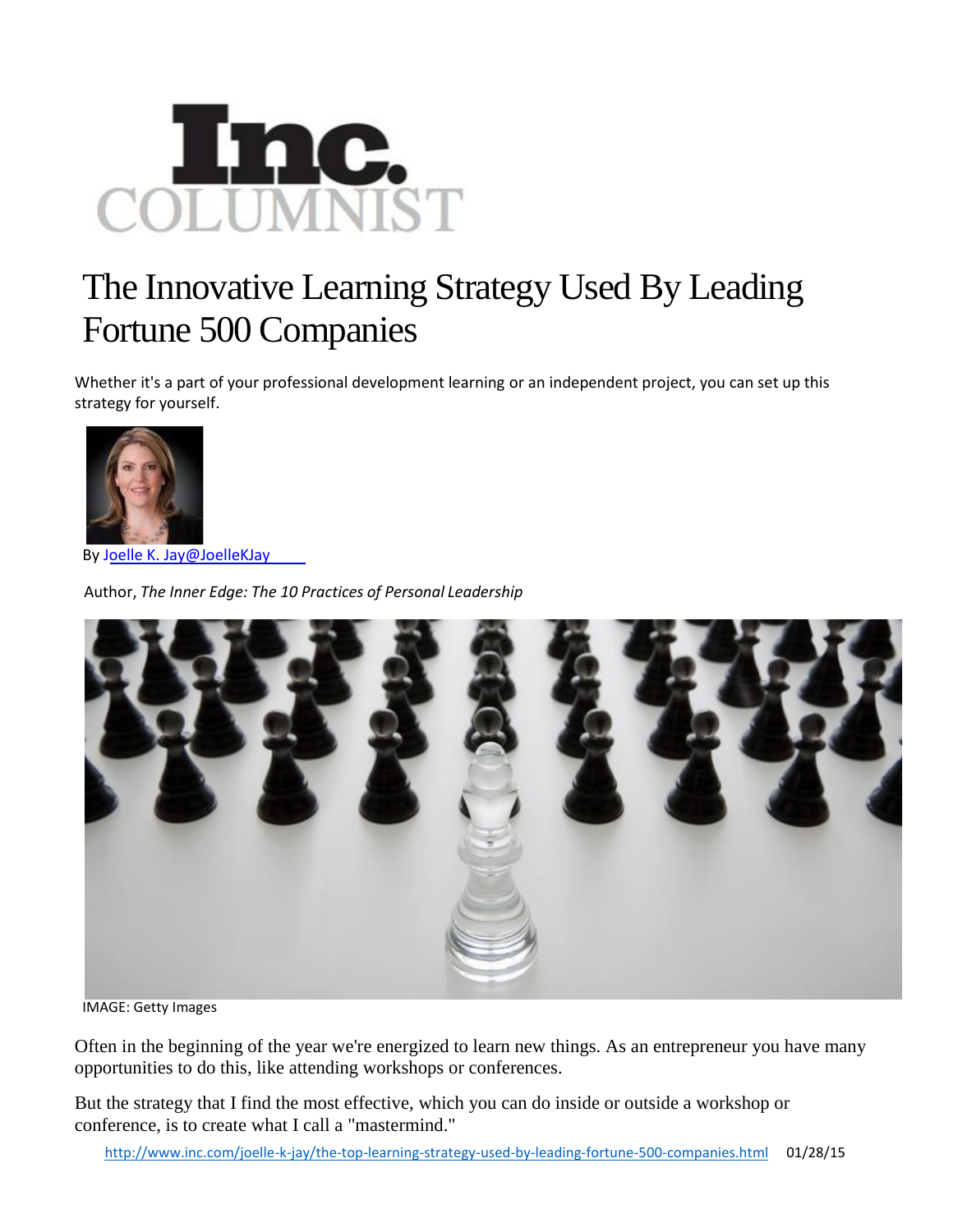# The Innovative Learning Strategy Used By Leading Fortune 500 Companies

Whether it's a part of your professional development learning or an independent project, you can set up this strategy for yourself.

By Joelle K. Jay@JoelleKJay

Author, *The Inner Edge: The 10 Practices of Personal Leadership*

IMAGE: Getty Images

Often in the beginning of the year we're energized to learn new things. As an entrepreneur you have many opportunities to do this, like attending workshops or conferences.

But the strategy that I find the most effective, which you can do inside or outside a workshop or conference, is to create what I call a "mastermind."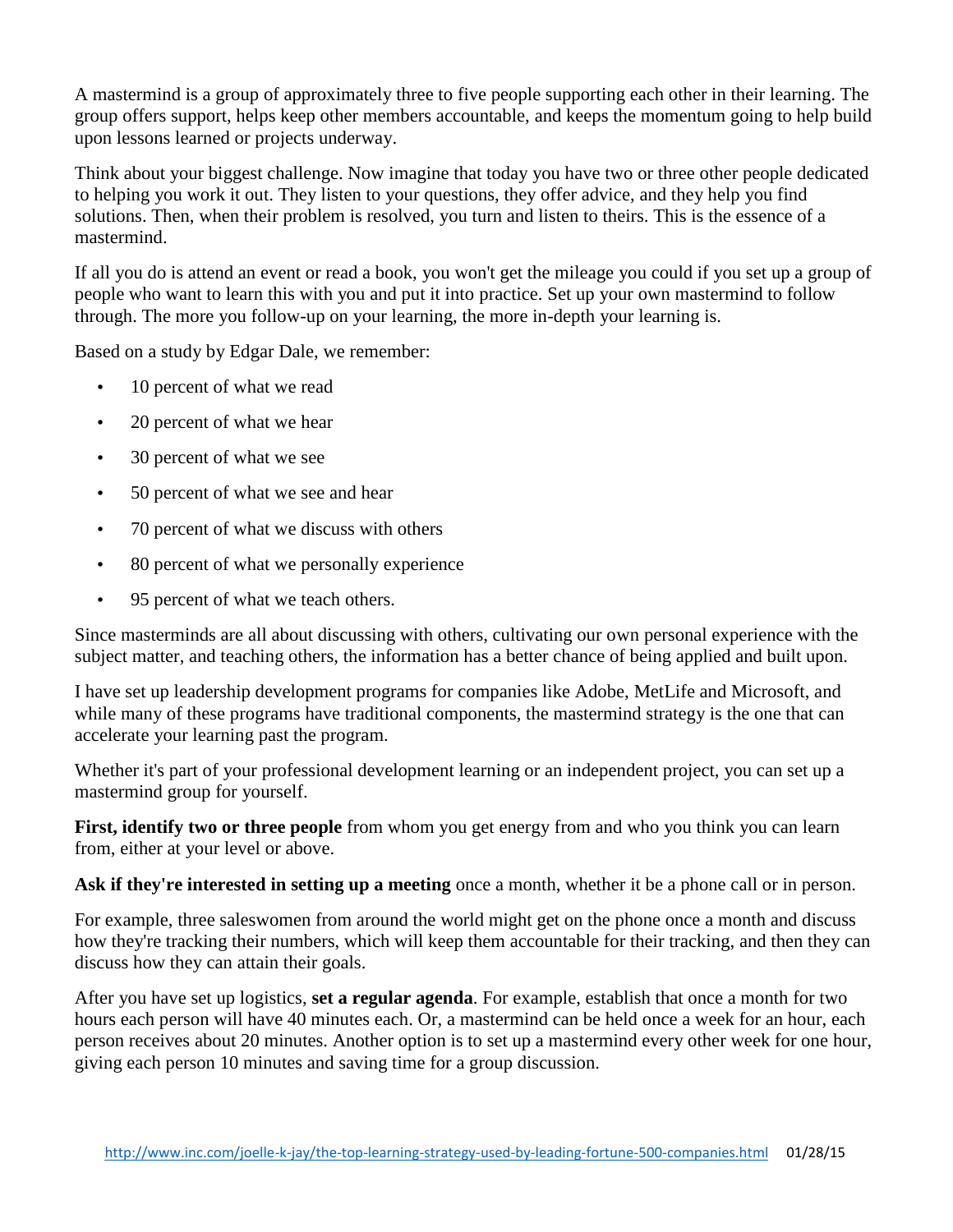A mastermind is a group of approximately three to five people supporting each other in their learning. The group offers support, helps keep other members accountable, and keeps the momentum going to help build upon lessons learned or projects underway.

Think about your biggest challenge. Now imagine that today you have two or three other people dedicated to helping you work it out. They listen to your questions, they offer advice, and they help you find solutions. Then, when their problem is resolved, you turn and listen to theirs. This is the essence of a mastermind.

If all you do is attend an event or read a book, you won't get the mileage you could if you set up a group of people who want to learn this with you and put it into practice. Set up your own mastermind to follow through. The more you follow-up on your learning, the more in-depth your learning is.

Based on a study by Edgar Dale, we remember:

- 10 percent of what we read
- 20 percent of what we hear
- 30 percent of what we see
- 50 percent of what we see and hear
- 70 percent of what we discuss with others
- 80 percent of what we personally experience
- 95 percent of what we teach others.

Since masterminds are all about discussing with others, cultivating our own personal experience with the subject matter, and teaching others, the information has a better chance of being applied and built upon.

I have set up leadership development programs for companies like Adobe, MetLife and Microsoft, and while many of these programs have traditional components, the mastermind strategy is the one that can accelerate your learning past the program.

Whether it's part of your professional development learning or an independent project, you can set up a mastermind group for yourself.

**First, identify two or three people** from whom you get energy from and who you think you can learn from, either at your level or above.

**Ask if they're interested in setting up a meeting** once a month, whether it be a phone call or in person.

For example, three saleswomen from around the world might get on the phone once a month and discuss how they're tracking their numbers, which will keep them accountable for their tracking, and then they can discuss how they can attain their goals.

After you have set up logistics, **set a regular agenda**. For example, establish that once a month for two hours each person will have 40 minutes each. Or, a mastermind can be held once a week for an hour, each person receives about 20 minutes. Another option is to set up a mastermind every other week for one hour, giving each person 10 minutes and saving time for a group discussion.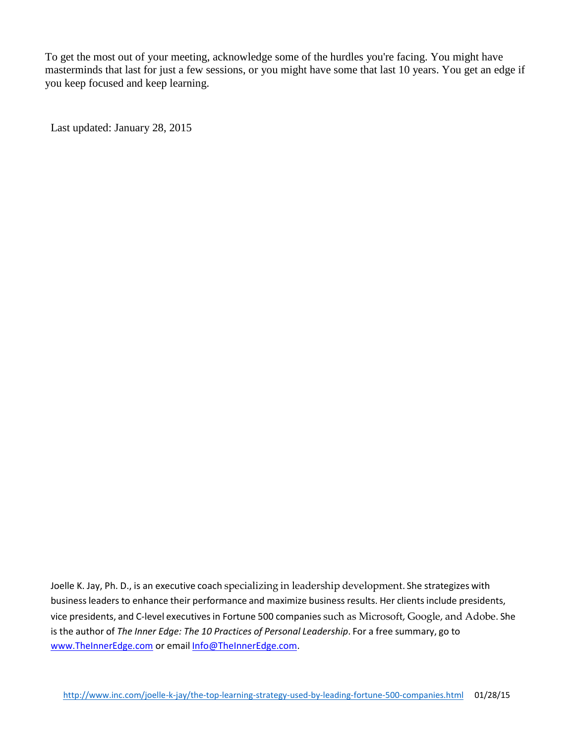To get the most out of your meeting, acknowledge some of the hurdles you're facing. You might have masterminds that last for just a few sessions, or you might have some that last 10 years. You get an edge if you keep focused and keep learning.

Last updated: January 28, 2015

Joelle K. Jay, Ph. D., is an executive coach specializing in leadership development. She strategizes with business leaders to enhance their performance and maximize business results. Her clients include presidents, vice presidents, and C-level executives in Fortune 500 companies such as Microsoft, Google, and Adobe. She is the author of *The Inner Edge: The 10 Practices of Personal Leadership*. For a free summary, go to [www.TheInnerEdge.com](http://www.TheInnerEdge.com) or email [Info@TheInnerEdge.com](mailto:Info@TheInnerEdge.com).

http://www.inc.com/joelle-k-jay/the-top-learning-strategy-used-by-leading-fortune-500-companies.html 01/28/15